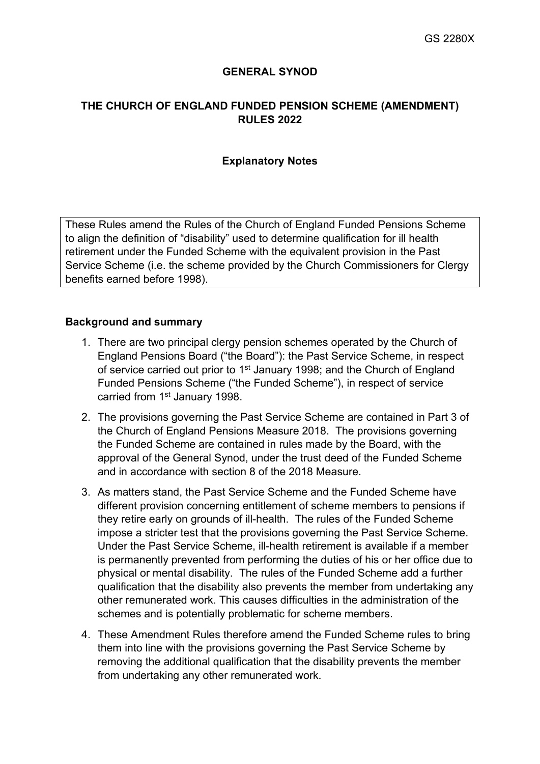GS 2280X

**GENERAL SYNOD**

**THE CHURCH OF ENGLAND FUNDED PENSION SCHEME (AMENDMENT) RULES 2022**

**Explanatory Notes**

These Rules amend the Rules of the Church of England Funded Pensions Scheme to align the definition of "disability" used to determine qualification for ill health retirement under the Funded Scheme with the equivalent provision in the Past Service Scheme (i.e. the scheme provided by the Church Commissioners for Clergy benefits earned before 1998).

**Background and summary**

1. There are two principal clergy pension schemes operated by the Church of England Pensions Board ("the Board"): the Past Service Scheme, in respect of service carried out prior to 1st January 1998; and the Church of England Funded Pensions Scheme ("the Funded Scheme"), in respect of service carried from 1st January 1998.
2. The provisions governing the Past Service Scheme are contained in Part 3 of the Church of England Pensions Measure 2018. The provisions governing the Funded Scheme are contained in rules made by the Board, with the approval of the General Synod, under the trust deed of the Funded Scheme and in accordance with section 8 of the 2018 Measure.
3. As matters stand, the Past Service Scheme and the Funded Scheme have different provision concerning entitlement of scheme members to pensions if they retire early on grounds of ill-health. The rules of the Funded Scheme impose a stricter test that the provisions governing the Past Service Scheme. Under the Past Service Scheme, ill-health retirement is available if a member is permanently prevented from performing the duties of his or her office due to physical or mental disability. The rules of the Funded Scheme add a further qualification that the disability also prevents the member from undertaking any other remunerated work. This causes difficulties in the administration of the schemes and is potentially problematic for scheme members.
4. These Amendment Rules therefore amend the Funded Scheme rules to bring them into line with the provisions governing the Past Service Scheme by removing the additional qualification that the disability prevents the member from undertaking any other remunerated work.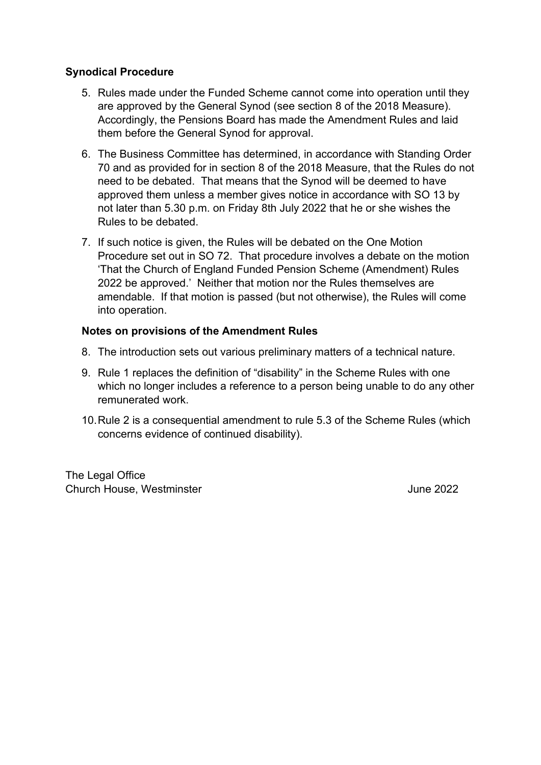**Synodical Procedure**

5. Rules made under the Funded Scheme cannot come into operation until they are approved by the General Synod (see section 8 of the 2018 Measure). Accordingly, the Pensions Board has made the Amendment Rules and laid them before the General Synod for approval.

6. The Business Committee has determined, in accordance with Standing Order 70 and as provided for in section 8 of the 2018 Measure, that the Rules do not need to be debated. That means that the Synod will be deemed to have approved them unless a member gives notice in accordance with SO 13 by not later than 5.30 p.m. on Friday 8th July 2022 that he or she wishes the Rules to be debated.

7. If such notice is given, the Rules will be debated on the One Motion Procedure set out in SO 72. That procedure involves a debate on the motion 'That the Church of England Funded Pension Scheme (Amendment) Rules 2022 be approved.' Neither that motion nor the Rules themselves are amendable. If that motion is passed (but not otherwise), the Rules will come into operation.

**Notes on provisions of the Amendment Rules**

8. The introduction sets out various preliminary matters of a technical nature.

9. Rule 1 replaces the definition of "disability" in the Scheme Rules with one which no longer includes a reference to a person being unable to do any other remunerated work.

10. Rule 2 is a consequential amendment to rule 5.3 of the Scheme Rules (which concerns evidence of continued disability).

The Legal Office
Church House, Westminster

June 2022